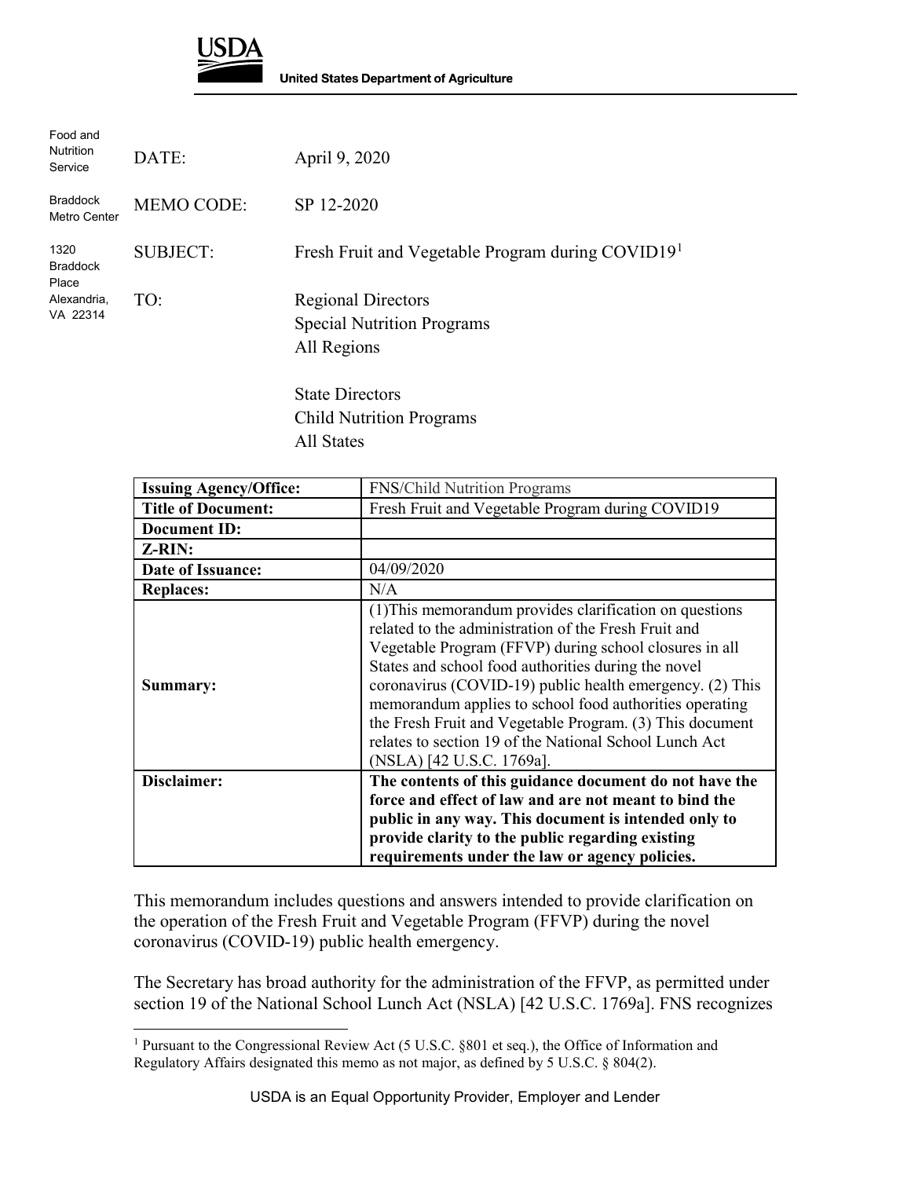**USDA**

**United States Department of Agriculture**

Food and Nutrition Service

Braddock Metro Center

1320 Braddock Place

Alexandria, VA 22314

DATE: April 9, 2020

MEMO CODE: SP 12-2020

SUBJECT: Fresh Fruit and Vegetable Program during COVID19[1]

TO: Regional Directors
Special Nutrition Programs
All Regions

State Directors
Child Nutrition Programs
All States

| **Issuing Agency/Office:** | FNS/Child Nutrition Programs |
|---|---|
| **Title of Document:** | Fresh Fruit and Vegetable Program during COVID19 |
| **Document ID:** | |
| **Z-RIN:** | |
| **Date of Issuance:** | 04/09/2020 |
| **Replaces:** | N/A |
| **Summary:** | (1)This memorandum provides clarification on questions related to the administration of the Fresh Fruit and Vegetable Program (FFVP) during school closures in all States and school food authorities during the novel coronavirus (COVID-19) public health emergency. (2) This memorandum applies to school food authorities operating the Fresh Fruit and Vegetable Program. (3) This document relates to section 19 of the National School Lunch Act (NSLA) [42 U.S.C. 1769a]. |
| **Disclaimer:** | **The contents of this guidance document do not have the force and effect of law and are not meant to bind the public in any way. This document is intended only to provide clarity to the public regarding existing requirements under the law or agency policies.** |

This memorandum includes questions and answers intended to provide clarification on the operation of the Fresh Fruit and Vegetable Program (FFVP) during the novel coronavirus (COVID-19) public health emergency.

The Secretary has broad authority for the administration of the FFVP, as permitted under section 19 of the National School Lunch Act (NSLA) [42 U.S.C. 1769a]. FNS recognizes

[1] Pursuant to the Congressional Review Act (5 U.S.C. §801 et seq.), the Office of Information and Regulatory Affairs designated this memo as not major, as defined by 5 U.S.C. § 804(2).

USDA is an Equal Opportunity Provider, Employer and Lender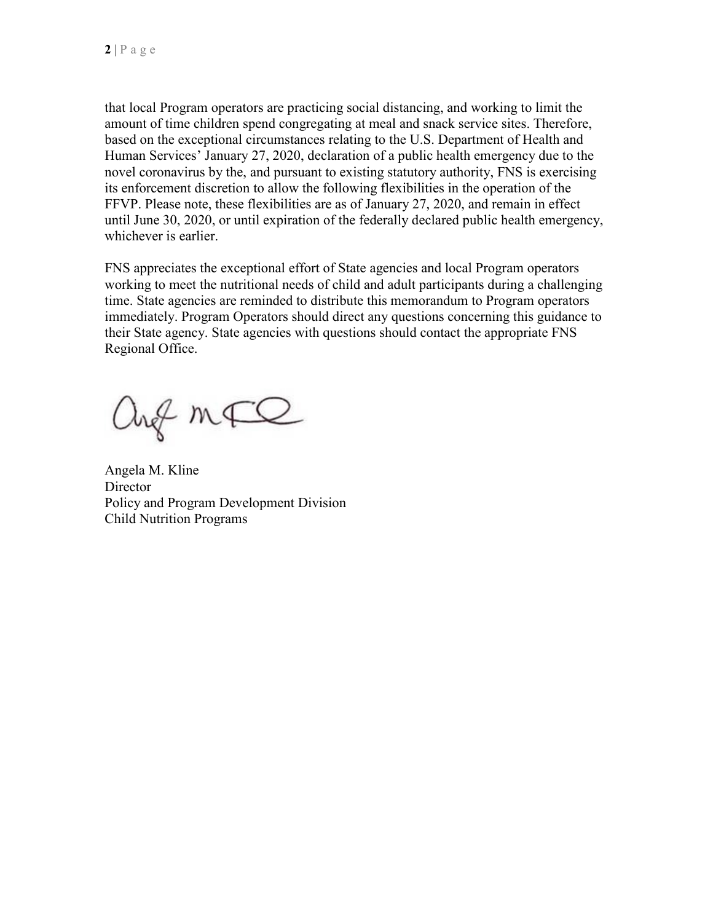that local Program operators are practicing social distancing, and working to limit the amount of time children spend congregating at meal and snack service sites. Therefore, based on the exceptional circumstances relating to the U.S. Department of Health and Human Services' January 27, 2020, declaration of a public health emergency due to the novel coronavirus by the, and pursuant to existing statutory authority, FNS is exercising its enforcement discretion to allow the following flexibilities in the operation of the FFVP. Please note, these flexibilities are as of January 27, 2020, and remain in effect until June 30, 2020, or until expiration of the federally declared public health emergency, whichever is earlier.

FNS appreciates the exceptional effort of State agencies and local Program operators working to meet the nutritional needs of child and adult participants during a challenging time. State agencies are reminded to distribute this memorandum to Program operators immediately. Program Operators should direct any questions concerning this guidance to their State agency. State agencies with questions should contact the appropriate FNS Regional Office.

Angela M. Kline
Director
Policy and Program Development Division
Child Nutrition Programs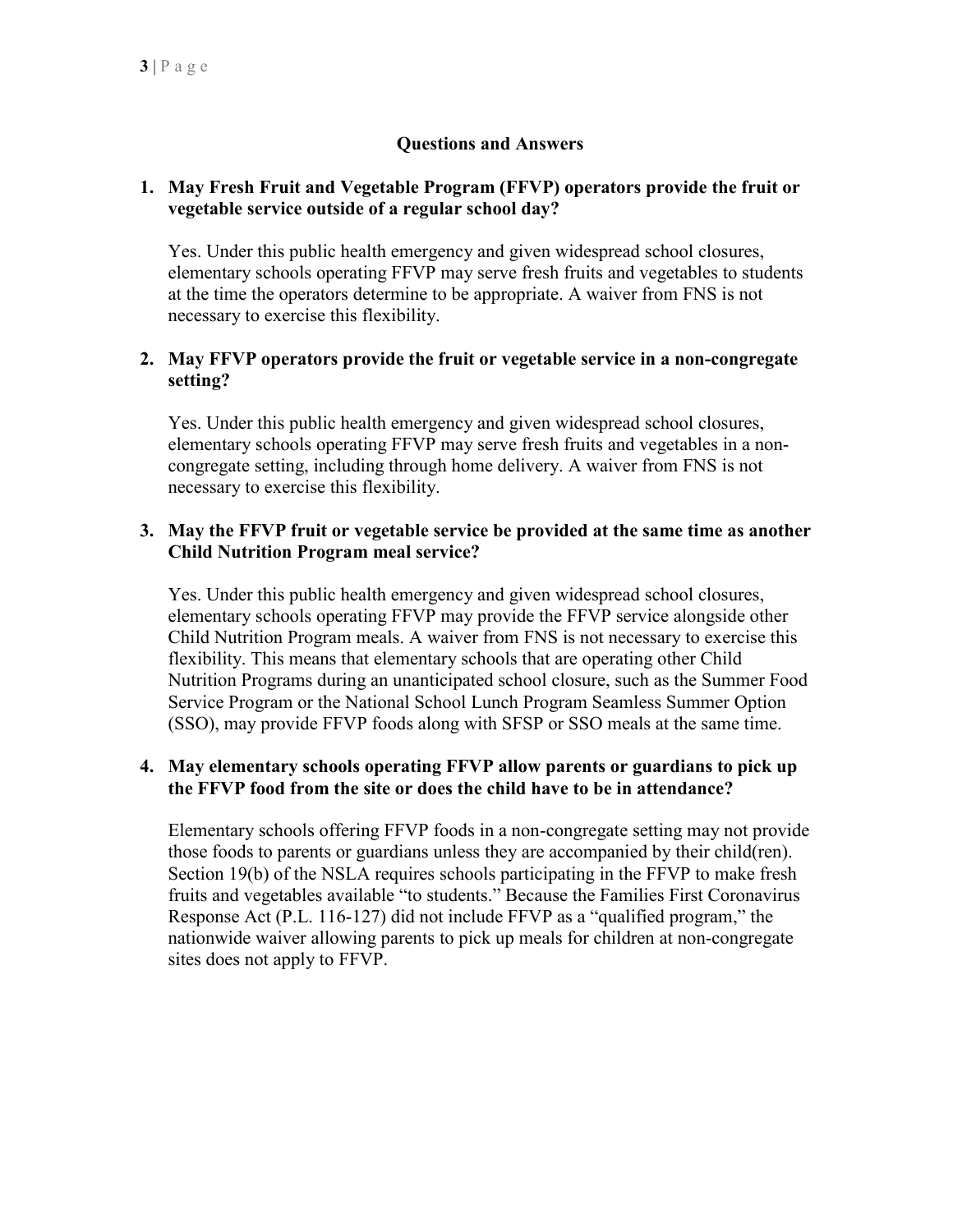## Questions and Answers

1. **May Fresh Fruit and Vegetable Program (FFVP) operators provide the fruit or vegetable service outside of a regular school day?**

   Yes. Under this public health emergency and given widespread school closures, elementary schools operating FFVP may serve fresh fruits and vegetables to students at the time the operators determine to be appropriate. A waiver from FNS is not necessary to exercise this flexibility.

2. **May FFVP operators provide the fruit or vegetable service in a non-congregate setting?**

   Yes. Under this public health emergency and given widespread school closures, elementary schools operating FFVP may serve fresh fruits and vegetables in a non-congregate setting, including through home delivery. A waiver from FNS is not necessary to exercise this flexibility.

3. **May the FFVP fruit or vegetable service be provided at the same time as another Child Nutrition Program meal service?**

   Yes. Under this public health emergency and given widespread school closures, elementary schools operating FFVP may provide the FFVP service alongside other Child Nutrition Program meals. A waiver from FNS is not necessary to exercise this flexibility. This means that elementary schools that are operating other Child Nutrition Programs during an unanticipated school closure, such as the Summer Food Service Program or the National School Lunch Program Seamless Summer Option (SSO), may provide FFVP foods along with SFSP or SSO meals at the same time.

4. **May elementary schools operating FFVP allow parents or guardians to pick up the FFVP food from the site or does the child have to be in attendance?**

   Elementary schools offering FFVP foods in a non-congregate setting may not provide those foods to parents or guardians unless they are accompanied by their child(ren). Section 19(b) of the NSLA requires schools participating in the FFVP to make fresh fruits and vegetables available "to students." Because the Families First Coronavirus Response Act (P.L. 116-127) did not include FFVP as a "qualified program," the nationwide waiver allowing parents to pick up meals for children at non-congregate sites does not apply to FFVP.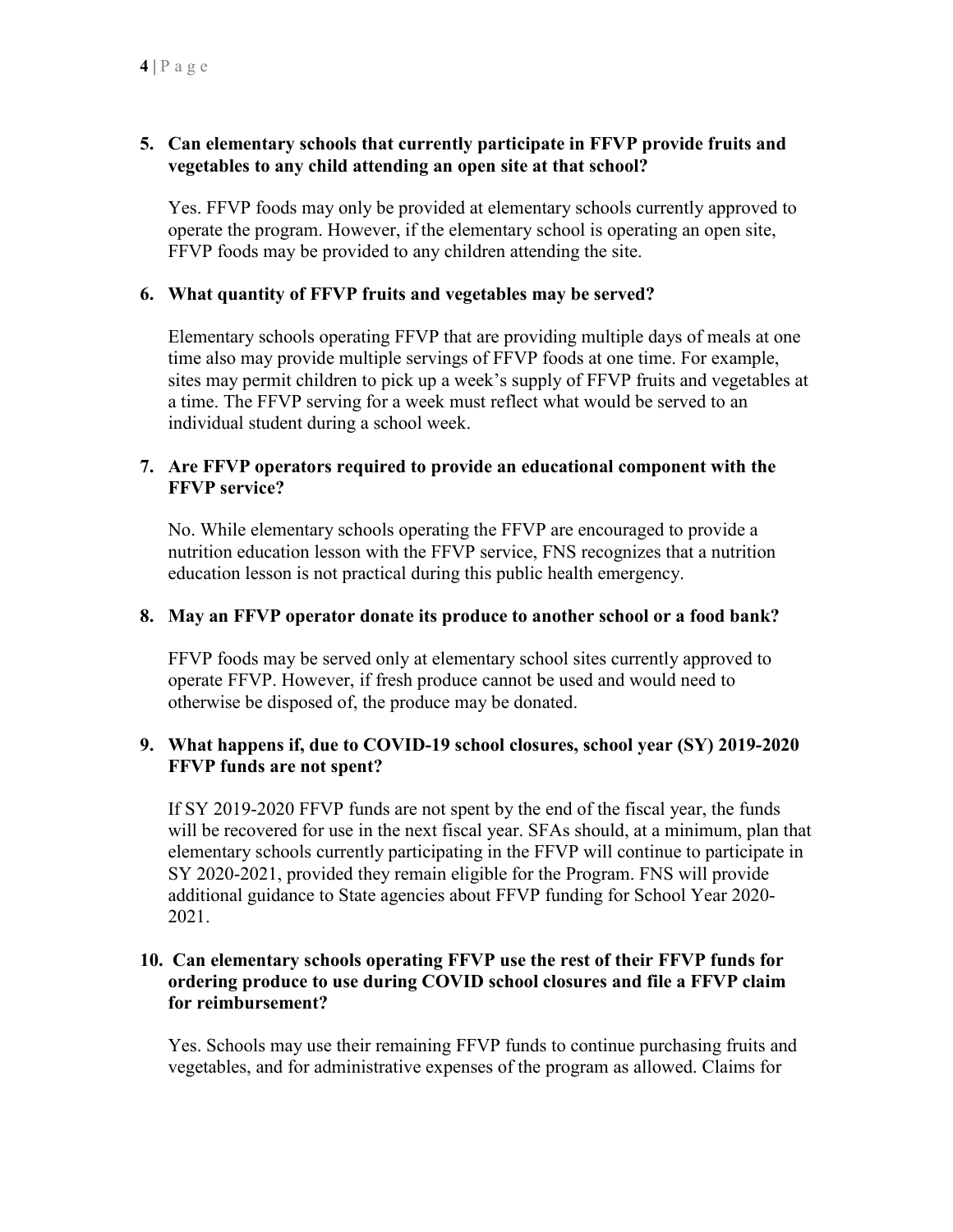**5. Can elementary schools that currently participate in FFVP provide fruits and vegetables to any child attending an open site at that school?**

Yes. FFVP foods may only be provided at elementary schools currently approved to operate the program. However, if the elementary school is operating an open site, FFVP foods may be provided to any children attending the site.

**6. What quantity of FFVP fruits and vegetables may be served?**

Elementary schools operating FFVP that are providing multiple days of meals at one time also may provide multiple servings of FFVP foods at one time. For example, sites may permit children to pick up a week's supply of FFVP fruits and vegetables at a time. The FFVP serving for a week must reflect what would be served to an individual student during a school week.

**7. Are FFVP operators required to provide an educational component with the FFVP service?**

No. While elementary schools operating the FFVP are encouraged to provide a nutrition education lesson with the FFVP service, FNS recognizes that a nutrition education lesson is not practical during this public health emergency.

**8. May an FFVP operator donate its produce to another school or a food bank?**

FFVP foods may be served only at elementary school sites currently approved to operate FFVP. However, if fresh produce cannot be used and would need to otherwise be disposed of, the produce may be donated.

**9. What happens if, due to COVID-19 school closures, school year (SY) 2019-2020 FFVP funds are not spent?**

If SY 2019-2020 FFVP funds are not spent by the end of the fiscal year, the funds will be recovered for use in the next fiscal year. SFAs should, at a minimum, plan that elementary schools currently participating in the FFVP will continue to participate in SY 2020-2021, provided they remain eligible for the Program. FNS will provide additional guidance to State agencies about FFVP funding for School Year 2020-2021.

**10. Can elementary schools operating FFVP use the rest of their FFVP funds for ordering produce to use during COVID school closures and file a FFVP claim for reimbursement?**

Yes. Schools may use their remaining FFVP funds to continue purchasing fruits and vegetables, and for administrative expenses of the program as allowed. Claims for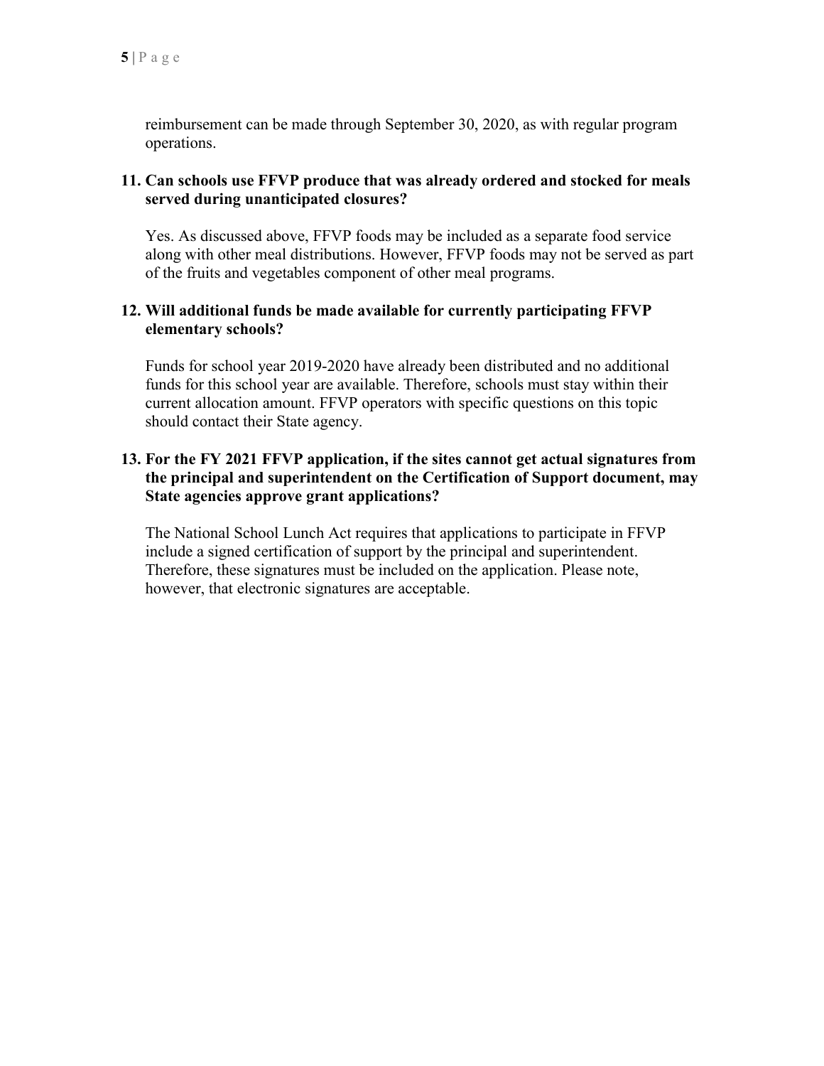reimbursement can be made through September 30, 2020, as with regular program operations.

**11. Can schools use FFVP produce that was already ordered and stocked for meals served during unanticipated closures?**

Yes. As discussed above, FFVP foods may be included as a separate food service along with other meal distributions. However, FFVP foods may not be served as part of the fruits and vegetables component of other meal programs.

**12. Will additional funds be made available for currently participating FFVP elementary schools?**

Funds for school year 2019-2020 have already been distributed and no additional funds for this school year are available. Therefore, schools must stay within their current allocation amount. FFVP operators with specific questions on this topic should contact their State agency.

**13. For the FY 2021 FFVP application, if the sites cannot get actual signatures from the principal and superintendent on the Certification of Support document, may State agencies approve grant applications?**

The National School Lunch Act requires that applications to participate in FFVP include a signed certification of support by the principal and superintendent. Therefore, these signatures must be included on the application. Please note, however, that electronic signatures are acceptable.